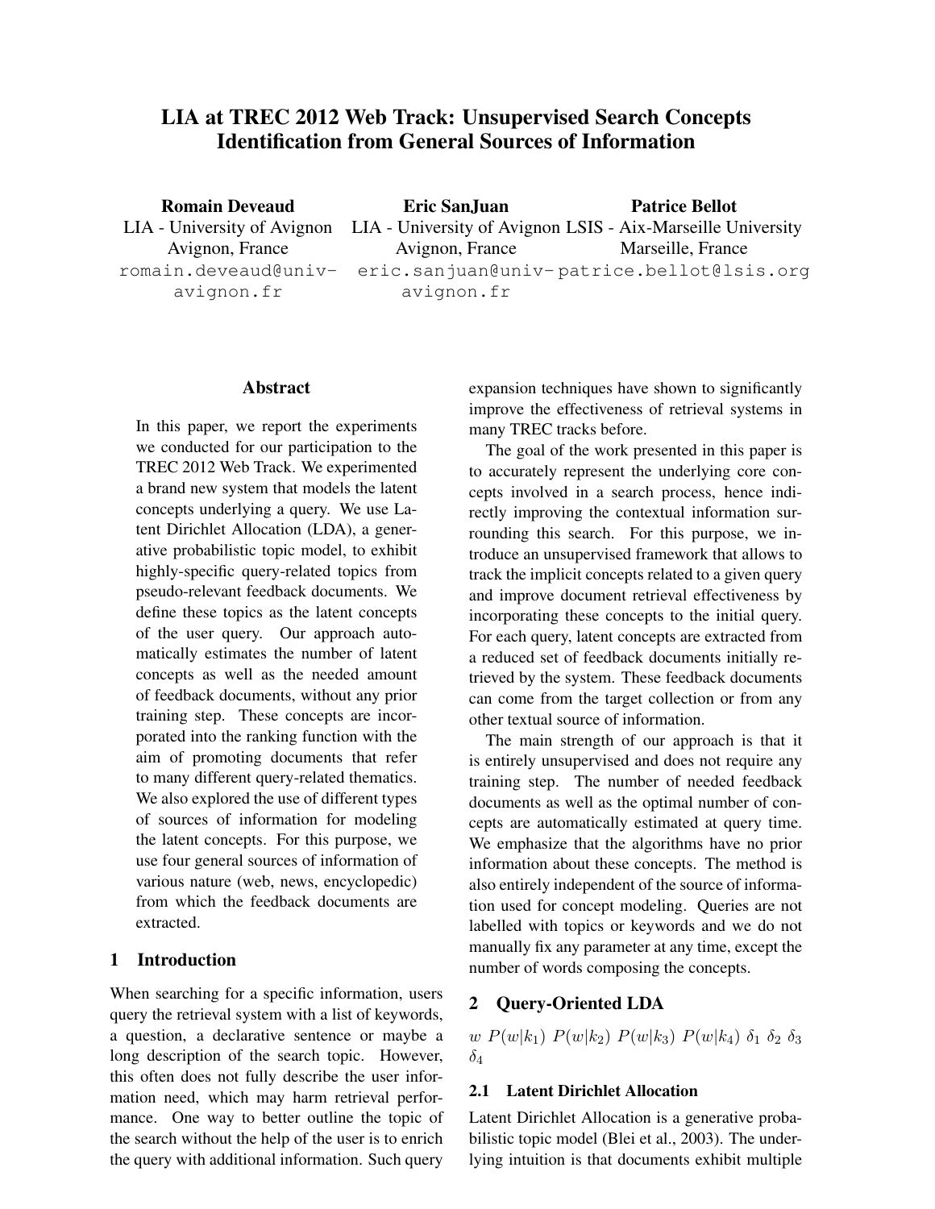# LIA at TREC 2012 Web Track: Unsupervised Search Concepts Identification from General Sources of Information

**Romain Deveaud**
LIA - University of Avignon
Avignon, France
romain.deveaud@univ-avignon.fr

**Eric SanJuan**
LIA - University of Avignon
Avignon, France
eric.sanjuan@univ-avignon.fr

**Patrice Bellot**
LSIS - Aix-Marseille University
Marseille, France
patrice.bellot@lsis.org

## Abstract

In this paper, we report the experiments we conducted for our participation to the TREC 2012 Web Track. We experimented a brand new system that models the latent concepts underlying a query. We use Latent Dirichlet Allocation (LDA), a generative probabilistic topic model, to exhibit highly-specific query-related topics from pseudo-relevant feedback documents. We define these topics as the latent concepts of the user query. Our approach automatically estimates the number of latent concepts as well as the needed amount of feedback documents, without any prior training step. These concepts are incorporated into the ranking function with the aim of promoting documents that refer to many different query-related thematics. We also explored the use of different types of sources of information for modeling the latent concepts. For this purpose, we use four general sources of information of various nature (web, news, encyclopedic) from which the feedback documents are extracted.

## 1 Introduction

When searching for a specific information, users query the retrieval system with a list of keywords, a question, a declarative sentence or maybe a long description of the search topic. However, this often does not fully describe the user information need, which may harm retrieval performance. One way to better outline the topic of the search without the help of the user is to enrich the query with additional information. Such query expansion techniques have shown to significantly improve the effectiveness of retrieval systems in many TREC tracks before.

The goal of the work presented in this paper is to accurately represent the underlying core concepts involved in a search process, hence indirectly improving the contextual information surrounding this search. For this purpose, we introduce an unsupervised framework that allows to track the implicit concepts related to a given query and improve document retrieval effectiveness by incorporating these concepts to the initial query. For each query, latent concepts are extracted from a reduced set of feedback documents initially retrieved by the system. These feedback documents can come from the target collection or from any other textual source of information.

The main strength of our approach is that it is entirely unsupervised and does not require any training step. The number of needed feedback documents as well as the optimal number of concepts are automatically estimated at query time. We emphasize that the algorithms have no prior information about these concepts. The method is also entirely independent of the source of information used for concept modeling. Queries are not labelled with topics or keywords and we do not manually fix any parameter at any time, except the number of words composing the concepts.

## 2 Query-Oriented LDA

$w$ $P(w|k_1)$ $P(w|k_2)$ $P(w|k_3)$ $P(w|k_4)$ $\delta_1$ $\delta_2$ $\delta_3$ $\delta_4$

### 2.1 Latent Dirichlet Allocation

Latent Dirichlet Allocation is a generative probabilistic topic model (Blei et al., 2003). The underlying intuition is that documents exhibit multiple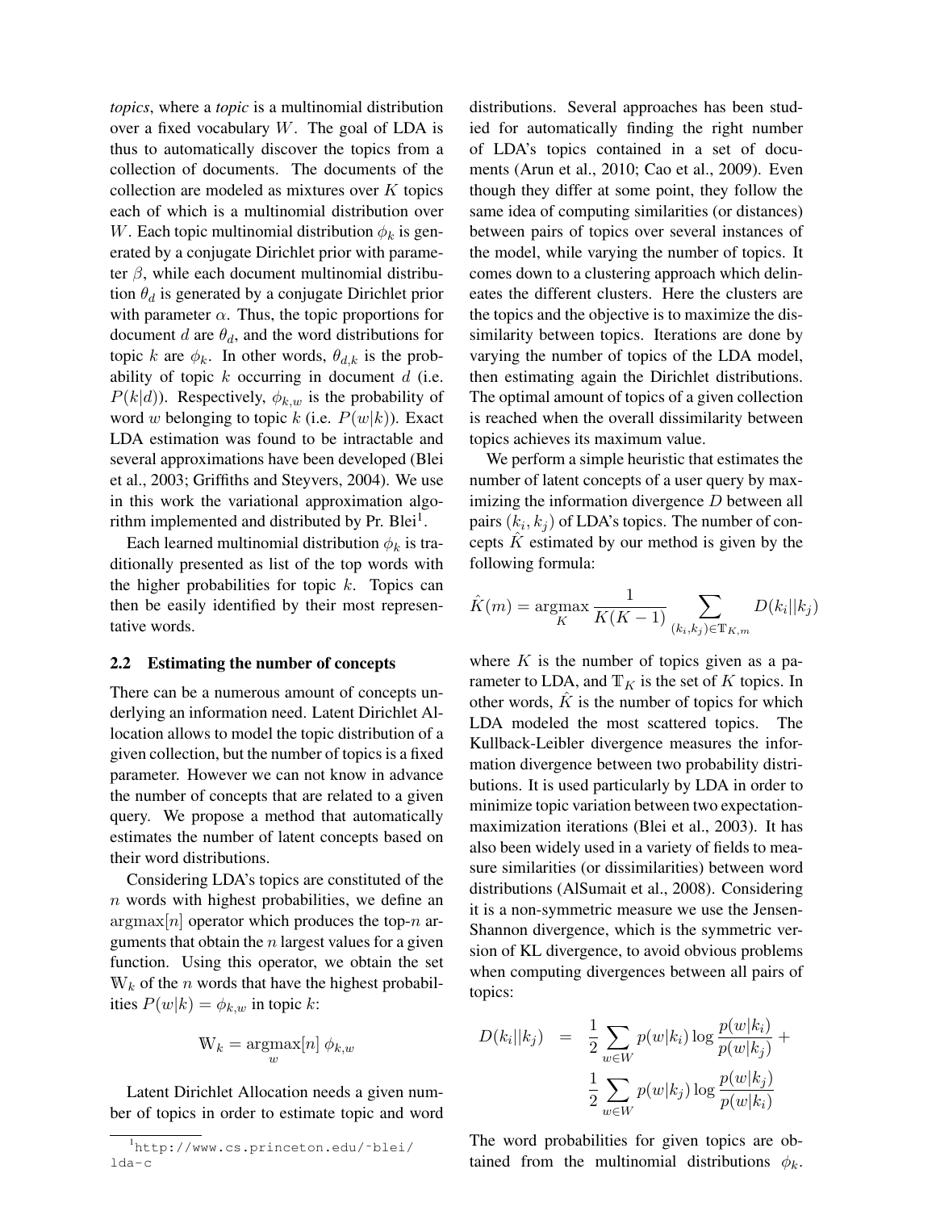*topics*, where a *topic* is a multinomial distribution over a fixed vocabulary $W$. The goal of LDA is thus to automatically discover the topics from a collection of documents. The documents of the collection are modeled as mixtures over $K$ topics each of which is a multinomial distribution over $W$. Each topic multinomial distribution $\phi_k$ is generated by a conjugate Dirichlet prior with parameter $\beta$, while each document multinomial distribution $\theta_d$ is generated by a conjugate Dirichlet prior with parameter $\alpha$. Thus, the topic proportions for document $d$ are $\theta_d$, and the word distributions for topic $k$ are $\phi_k$. In other words, $\theta_{d,k}$ is the probability of topic $k$ occurring in document $d$ (i.e. $P(k|d)$). Respectively, $\phi_{k,w}$ is the probability of word $w$ belonging to topic $k$ (i.e. $P(w|k)$). Exact LDA estimation was found to be intractable and several approximations have been developed (Blei et al., 2003; Griffiths and Steyvers, 2004). We use in this work the variational approximation algorithm implemented and distributed by Pr. Blei[1].

Each learned multinomial distribution $\phi_k$ is traditionally presented as list of the top words with the higher probabilities for topic $k$. Topics can then be easily identified by their most representative words.

## 2.2 Estimating the number of concepts

There can be a numerous amount of concepts underlying an information need. Latent Dirichlet Allocation allows to model the topic distribution of a given collection, but the number of topics is a fixed parameter. However we can not know in advance the number of concepts that are related to a given query. We propose a method that automatically estimates the number of latent concepts based on their word distributions.

Considering LDA's topics are constituted of the $n$ words with highest probabilities, we define an $\mathrm{argmax}[n]$ operator which produces the top-$n$ arguments that obtain the $n$ largest values for a given function. Using this operator, we obtain the set $\mathbb{W}_k$ of the $n$ words that have the highest probabilities $P(w|k) = \phi_{k,w}$ in topic $k$:

$$\mathbb{W}_k = \underset{w}{\mathrm{argmax}}[n]\ \phi_{k,w}$$

Latent Dirichlet Allocation needs a given number of topics in order to estimate topic and word distributions. Several approaches has been studied for automatically finding the right number of LDA's topics contained in a set of documents (Arun et al., 2010; Cao et al., 2009). Even though they differ at some point, they follow the same idea of computing similarities (or distances) between pairs of topics over several instances of the model, while varying the number of topics. It comes down to a clustering approach which delineates the different clusters. Here the clusters are the topics and the objective is to maximize the dissimilarity between topics. Iterations are done by varying the number of topics of the LDA model, then estimating again the Dirichlet distributions. The optimal amount of topics of a given collection is reached when the overall dissimilarity between topics achieves its maximum value.

We perform a simple heuristic that estimates the number of latent concepts of a user query by maximizing the information divergence $D$ between all pairs $(k_i, k_j)$ of LDA's topics. The number of concepts $\hat{K}$ estimated by our method is given by the following formula:

$$\hat{K}(m) = \underset{K}{\mathrm{argmax}} \frac{1}{K(K-1)} \sum_{(k_i,k_j) \in \mathbb{T}_{K,m}} D(k_i||k_j)$$

where $K$ is the number of topics given as a parameter to LDA, and $\mathbb{T}_K$ is the set of $K$ topics. In other words, $\hat{K}$ is the number of topics for which LDA modeled the most scattered topics. The Kullback-Leibler divergence measures the information divergence between two probability distributions. It is used particularly by LDA in order to minimize topic variation between two expectation-maximization iterations (Blei et al., 2003). It has also been widely used in a variety of fields to measure similarities (or dissimilarities) between word distributions (AlSumait et al., 2008). Considering it is a non-symmetric measure we use the Jensen-Shannon divergence, which is the symmetric version of KL divergence, to avoid obvious problems when computing divergences between all pairs of topics:

$$D(k_i||k_j) = \frac{1}{2} \sum_{w \in W} p(w|k_i) \log \frac{p(w|k_i)}{p(w|k_j)} + \frac{1}{2} \sum_{w \in W} p(w|k_j) \log \frac{p(w|k_j)}{p(w|k_i)}$$

The word probabilities for given topics are obtained from the multinomial distributions $\phi_k$.

[1] http://www.cs.princeton.edu/~blei/lda-c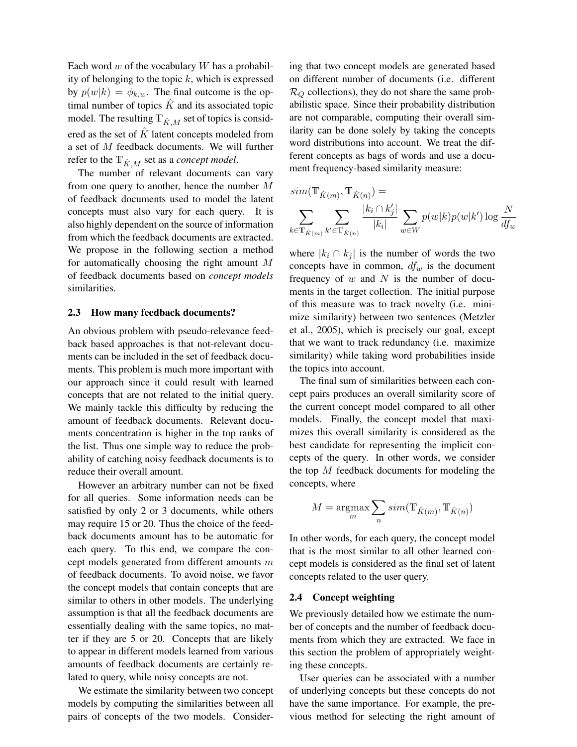Each word $w$ of the vocabulary $W$ has a probability of belonging to the topic $k$, which is expressed by $p(w|k) = \phi_{k,w}$. The final outcome is the optimal number of topics $\hat{K}$ and its associated topic model. The resulting $\mathbb{T}_{\hat{K},M}$ set of topics is considered as the set of $\hat{K}$ latent concepts modeled from a set of $M$ feedback documents. We will further refer to the $\mathbb{T}_{\hat{K},M}$ set as a *concept model*.

The number of relevant documents can vary from one query to another, hence the number $M$ of feedback documents used to model the latent concepts must also vary for each query. It is also highly dependent on the source of information from which the feedback documents are extracted. We propose in the following section a method for automatically choosing the right amount $M$ of feedback documents based on *concept models* similarities.

### 2.3 How many feedback documents?

An obvious problem with pseudo-relevance feedback based approaches is that not-relevant documents can be included in the set of feedback documents. This problem is much more important with our approach since it could result with learned concepts that are not related to the initial query. We mainly tackle this difficulty by reducing the amount of feedback documents. Relevant documents concentration is higher in the top ranks of the list. Thus one simple way to reduce the probability of catching noisy feedback documents is to reduce their overall amount.

However an arbitrary number can not be fixed for all queries. Some information needs can be satisfied by only 2 or 3 documents, while others may require 15 or 20. Thus the choice of the feedback documents amount has to be automatic for each query. To this end, we compare the concept models generated from different amounts $m$ of feedback documents. To avoid noise, we favor the concept models that contain concepts that are similar to others in other models. The underlying assumption is that all the feedback documents are essentially dealing with the same topics, no matter if they are 5 or 20. Concepts that are likely to appear in different models learned from various amounts of feedback documents are certainly related to query, while noisy concepts are not.

We estimate the similarity between two concept models by computing the similarities between all pairs of concepts of the two models. Considering that two concept models are generated based on different number of documents (i.e. different $\mathcal{R}_Q$ collections), they do not share the same probabilistic space. Since their probability distribution are not comparable, computing their overall similarity can be done solely by taking the concepts word distributions into account. We treat the different concepts as bags of words and use a document frequency-based similarity measure:

$$sim(\mathbb{T}_{\hat{K}(m)}, \mathbb{T}_{\hat{K}(n)}) = \sum_{k \in \mathbb{T}_{\hat{K}(m)}} \sum_{k' \in \mathbb{T}_{\hat{K}(n)}} \frac{|k_i \cap k'_j|}{|k_i|} \sum_{w \in W} p(w|k)p(w|k') \log \frac{N}{df_w}$$

where $|k_i \cap k_j|$ is the number of words the two concepts have in common, $df_w$ is the document frequency of $w$ and $N$ is the number of documents in the target collection. The initial purpose of this measure was to track novelty (i.e. minimize similarity) between two sentences (Metzler et al., 2005), which is precisely our goal, except that we want to track redundancy (i.e. maximize similarity) while taking word probabilities inside the topics into account.

The final sum of similarities between each concept pairs produces an overall similarity score of the current concept model compared to all other models. Finally, the concept model that maximizes this overall similarity is considered as the best candidate for representing the implicit concepts of the query. In other words, we consider the top $M$ feedback documents for modeling the concepts, where

$$M = \underset{m}{\operatorname{argmax}} \sum_{n} sim(\mathbb{T}_{\hat{K}(m)}, \mathbb{T}_{\hat{K}(n)})$$

In other words, for each query, the concept model that is the most similar to all other learned concept models is considered as the final set of latent concepts related to the user query.

### 2.4 Concept weighting

We previously detailed how we estimate the number of concepts and the number of feedback documents from which they are extracted. We face in this section the problem of appropriately weighting these concepts.

User queries can be associated with a number of underlying concepts but these concepts do not have the same importance. For example, the previous method for selecting the right amount of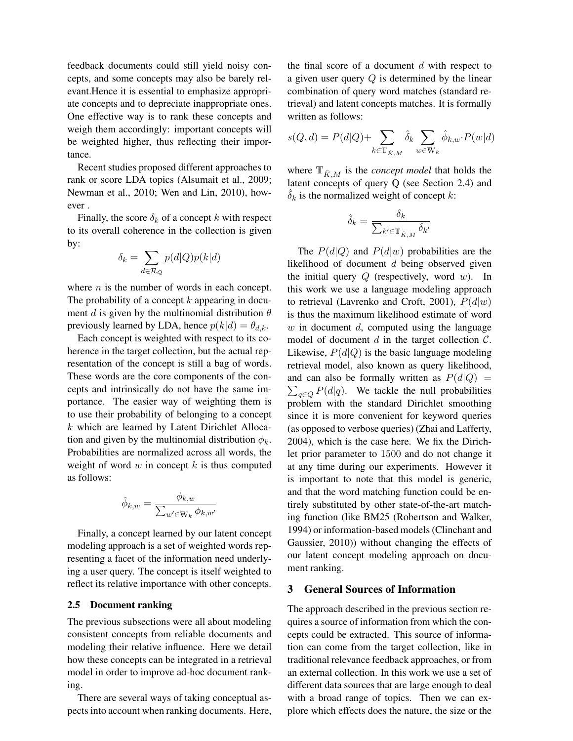feedback documents could still yield noisy concepts, and some concepts may also be barely relevant.Hence it is essential to emphasize appropriate concepts and to depreciate inappropriate ones. One effective way is to rank these concepts and weigh them accordingly: important concepts will be weighted higher, thus reflecting their importance.

Recent studies proposed different approaches to rank or score LDA topics (Alsumait et al., 2009; Newman et al., 2010; Wen and Lin, 2010), however .

Finally, the score $\delta_k$ of a concept $k$ with respect to its overall coherence in the collection is given by:

$$\delta_k = \sum_{d \in \mathcal{R}_Q} p(d|Q) p(k|d)$$

where $n$ is the number of words in each concept. The probability of a concept $k$ appearing in document $d$ is given by the multinomial distribution $\theta$ previously learned by LDA, hence $p(k|d) = \theta_{d,k}$.

Each concept is weighted with respect to its coherence in the target collection, but the actual representation of the concept is still a bag of words. These words are the core components of the concepts and intrinsically do not have the same importance. The easier way of weighting them is to use their probability of belonging to a concept $k$ which are learned by Latent Dirichlet Allocation and given by the multinomial distribution $\phi_k$. Probabilities are normalized across all words, the weight of word $w$ in concept $k$ is thus computed as follows:

$$\hat{\phi}_{k,w} = \frac{\phi_{k,w}}{\sum_{w' \in \mathbb{W}_k} \phi_{k,w'}}$$

Finally, a concept learned by our latent concept modeling approach is a set of weighted words representing a facet of the information need underlying a user query. The concept is itself weighted to reflect its relative importance with other concepts.

### 2.5 Document ranking

The previous subsections were all about modeling consistent concepts from reliable documents and modeling their relative influence. Here we detail how these concepts can be integrated in a retrieval model in order to improve ad-hoc document ranking.

There are several ways of taking conceptual aspects into account when ranking documents. Here, the final score of a document $d$ with respect to a given user query $Q$ is determined by the linear combination of query word matches (standard retrieval) and latent concepts matches. It is formally written as follows:

$$s(Q,d) = P(d|Q) + \sum_{k \in \mathbb{T}_{\hat{K},M}} \hat{\delta}_k \sum_{w \in \mathbb{W}_k} \hat{\phi}_{k,w} \cdot P(w|d)$$

where $\mathbb{T}_{\hat{K},M}$ is the *concept model* that holds the latent concepts of query Q (see Section 2.4) and $\hat{\delta}_k$ is the normalized weight of concept $k$:

$$\hat{\delta}_k = \frac{\delta_k}{\sum_{k' \in \mathbb{T}_{\hat{K},M}} \delta_{k'}}$$

The $P(d|Q)$ and $P(d|w)$ probabilities are the likelihood of document $d$ being observed given the initial query $Q$ (respectively, word $w$). In this work we use a language modeling approach to retrieval (Lavrenko and Croft, 2001), $P(d|w)$ is thus the maximum likelihood estimate of word $w$ in document $d$, computed using the language model of document $d$ in the target collection $\mathcal{C}$. Likewise, $P(d|Q)$ is the basic language modeling retrieval model, also known as query likelihood, and can also be formally written as $P(d|Q) = \sum_{q \in Q} P(d|q)$. We tackle the null probabilities problem with the standard Dirichlet smoothing since it is more convenient for keyword queries (as opposed to verbose queries) (Zhai and Lafferty, 2004), which is the case here. We fix the Dirichlet prior parameter to 1500 and do not change it at any time during our experiments. However it is important to note that this model is generic, and that the word matching function could be entirely substituted by other state-of-the-art matching function (like BM25 (Robertson and Walker, 1994) or information-based models (Clinchant and Gaussier, 2010)) without changing the effects of our latent concept modeling approach on document ranking.

## 3 General Sources of Information

The approach described in the previous section requires a source of information from which the concepts could be extracted. This source of information can come from the target collection, like in traditional relevance feedback approaches, or from an external collection. In this work we use a set of different data sources that are large enough to deal with a broad range of topics. Then we can explore which effects does the nature, the size or the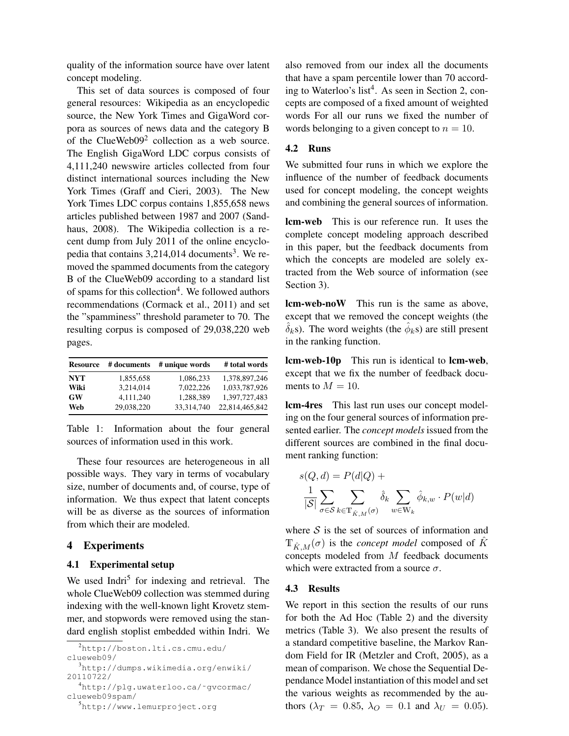quality of the information source have over latent concept modeling.

This set of data sources is composed of four general resources: Wikipedia as an encyclopedic source, the New York Times and GigaWord corpora as sources of news data and the category B of the ClueWeb09[2] collection as a web source. The English GigaWord LDC corpus consists of 4,111,240 newswire articles collected from four distinct international sources including the New York Times (Graff and Cieri, 2003). The New York Times LDC corpus contains 1,855,658 news articles published between 1987 and 2007 (Sandhaus, 2008). The Wikipedia collection is a recent dump from July 2011 of the online encyclopedia that contains 3,214,014 documents[3]. We removed the spammed documents from the category B of the ClueWeb09 according to a standard list of spams for this collection[4]. We followed authors recommendations (Cormack et al., 2011) and set the "spamminess" threshold parameter to 70. The resulting corpus is composed of 29,038,220 web pages.

| Resource | # documents | # unique words | # total words |
|---|---|---|---|
| **NYT** | 1,855,658 | 1,086,233 | 1,378,897,246 |
| **Wiki** | 3,214,014 | 7,022,226 | 1,033,787,926 |
| **GW** | 4,111,240 | 1,288,389 | 1,397,727,483 |
| **Web** | 29,038,220 | 33,314,740 | 22,814,465,842 |

Table 1: Information about the four general sources of information used in this work.

These four resources are heterogeneous in all possible ways. They vary in terms of vocabulary size, number of documents and, of course, type of information. We thus expect that latent concepts will be as diverse as the sources of information from which their are modeled.

## 4 Experiments

### 4.1 Experimental setup

We used Indri[5] for indexing and retrieval. The whole ClueWeb09 collection was stemmed during indexing with the well-known light Krovetz stemmer, and stopwords were removed using the standard english stoplist embedded within Indri. We also removed from our index all the documents that have a spam percentile lower than 70 according to Waterloo's list[4]. As seen in Section 2, concepts are composed of a fixed amount of weighted words For all our runs we fixed the number of words belonging to a given concept to $n = 10$.

### 4.2 Runs

We submitted four runs in which we explore the influence of the number of feedback documents used for concept modeling, the concept weights and combining the general sources of information.

**lcm-web** This is our reference run. It uses the complete concept modeling approach described in this paper, but the feedback documents from which the concepts are modeled are solely extracted from the Web source of information (see Section 3).

**lcm-web-noW** This run is the same as above, except that we removed the concept weights (the $\hat{\delta}_k$s). The word weights (the $\hat{\phi}_k$s) are still present in the ranking function.

**lcm-web-10p** This run is identical to **lcm-web**, except that we fix the number of feedback documents to $M = 10$.

**lcm-4res** This last run uses our concept modeling on the four general sources of information presented earlier. The *concept models* issued from the different sources are combined in the final document ranking function:

$$s(Q, d) = P(d|Q) + \frac{1}{|\mathcal{S}|} \sum_{\sigma \in \mathcal{S}} \sum_{k \in \mathbb{T}_{\hat{K},M}(\sigma)} \hat{\delta}_k \sum_{w \in \mathbb{W}_k} \hat{\phi}_{k,w} \cdot P(w|d)$$

where $\mathcal{S}$ is the set of sources of information and $\mathbb{T}_{\hat{K},M}(\sigma)$ is the *concept model* composed of $\hat{K}$ concepts modeled from $M$ feedback documents which were extracted from a source $\sigma$.

### 4.3 Results

We report in this section the results of our runs for both the Ad Hoc (Table 2) and the diversity metrics (Table 3). We also present the results of a standard competitive baseline, the Markov Random Field for IR (Metzler and Croft, 2005), as a mean of comparison. We chose the Sequential Dependance Model instantiation of this model and set the various weights as recommended by the authors ($\lambda_T = 0.85$, $\lambda_O = 0.1$ and $\lambda_U = 0.05$).

[2] http://boston.lti.cs.cmu.edu/clueweb09/

[3] http://dumps.wikimedia.org/enwiki/20110722/

[4] http://plg.uwaterloo.ca/~gvcormac/clueweb09spam/

[5] http://www.lemurproject.org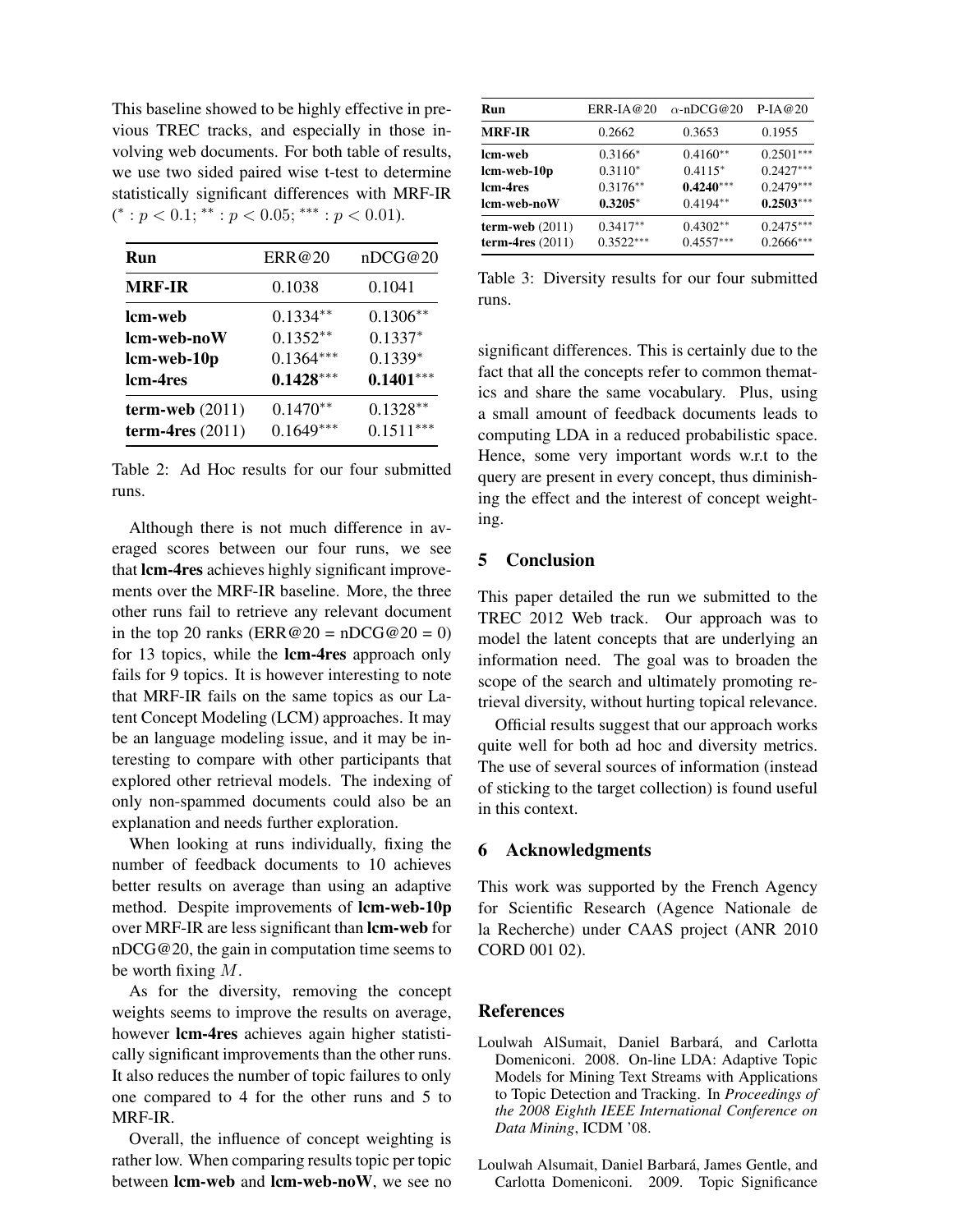This baseline showed to be highly effective in previous TREC tracks, and especially in those involving web documents. For both table of results, we use two sided paired wise t-test to determine statistically significant differences with MRF-IR ($^{*}: p < 0.1$; $^{**}: p < 0.05$; $^{***}: p < 0.01$).

| Run | ERR@20 | nDCG@20 |
|---|---|---|
| **MRF-IR** | 0.1038 | 0.1041 |
| **lcm-web** | $0.1334^{**}$ | $0.1306^{**}$ |
| **lcm-web-noW** | $0.1352^{**}$ | $0.1337^{*}$ |
| **lcm-web-10p** | $0.1364^{***}$ | $0.1339^{*}$ |
| **lcm-4res** | $\mathbf{0.1428}^{***}$ | $\mathbf{0.1401}^{***}$ |
| **term-web** (2011) | $0.1470^{**}$ | $0.1328^{**}$ |
| **term-4res** (2011) | $0.1649^{***}$ | $0.1511^{***}$ |

Table 2: Ad Hoc results for our four submitted runs.

Although there is not much difference in averaged scores between our four runs, we see that **lcm-4res** achieves highly significant improvements over the MRF-IR baseline. More, the three other runs fail to retrieve any relevant document in the top 20 ranks (ERR@20 = nDCG@20 = 0) for 13 topics, while the **lcm-4res** approach only fails for 9 topics. It is however interesting to note that MRF-IR fails on the same topics as our Latent Concept Modeling (LCM) approaches. It may be an language modeling issue, and it may be interesting to compare with other participants that explored other retrieval models. The indexing of only non-spammed documents could also be an explanation and needs further exploration.

When looking at runs individually, fixing the number of feedback documents to 10 achieves better results on average than using an adaptive method. Despite improvements of **lcm-web-10p** over MRF-IR are less significant than **lcm-web** for nDCG@20, the gain in computation time seems to be worth fixing $M$.

As for the diversity, removing the concept weights seems to improve the results on average, however **lcm-4res** achieves again higher statistically significant improvements than the other runs. It also reduces the number of topic failures to only one compared to 4 for the other runs and 5 to MRF-IR.

Overall, the influence of concept weighting is rather low. When comparing results topic per topic between **lcm-web** and **lcm-web-noW**, we see no

| Run | ERR-IA@20 | $\alpha$-nDCG@20 | P-IA@20 |
|---|---|---|---|
| **MRF-IR** | 0.2662 | 0.3653 | 0.1955 |
| **lcm-web** | $0.3166^{*}$ | $0.4160^{**}$ | $0.2501^{***}$ |
| **lcm-web-10p** | $0.3110^{*}$ | $0.4115^{*}$ | $0.2427^{***}$ |
| **lcm-4res** | $0.3176^{**}$ | $\mathbf{0.4240}^{***}$ | $0.2479^{***}$ |
| **lcm-web-noW** | $\mathbf{0.3205}^{*}$ | $0.4194^{**}$ | $\mathbf{0.2503}^{***}$ |
| **term-web** (2011) | $0.3417^{**}$ | $0.4302^{**}$ | $0.2475^{***}$ |
| **term-4res** (2011) | $0.3522^{***}$ | $0.4557^{***}$ | $0.2666^{***}$ |

Table 3: Diversity results for our four submitted runs.

significant differences. This is certainly due to the fact that all the concepts refer to common thematics and share the same vocabulary. Plus, using a small amount of feedback documents leads to computing LDA in a reduced probabilistic space. Hence, some very important words w.r.t the query are present in every concept, thus diminishing the effect and the interest of concept weighting.

## 5 Conclusion

This paper detailed the run we submitted to the TREC 2012 Web track. Our approach was to model the latent concepts that are underlying an information need. The goal was to broaden the scope of the search and ultimately promoting retrieval diversity, without hurting topical relevance.

Official results suggest that our approach works quite well for both ad hoc and diversity metrics. The use of several sources of information (instead of sticking to the target collection) is found useful in this context.

## 6 Acknowledgments

This work was supported by the French Agency for Scientific Research (Agence Nationale de la Recherche) under CAAS project (ANR 2010 CORD 001 02).

## References

Loulwah AlSumait, Daniel Barbará, and Carlotta Domeniconi. 2008. On-line LDA: Adaptive Topic Models for Mining Text Streams with Applications to Topic Detection and Tracking. In *Proceedings of the 2008 Eighth IEEE International Conference on Data Mining*, ICDM '08.

Loulwah Alsumait, Daniel Barbará, James Gentle, and Carlotta Domeniconi. 2009. Topic Significance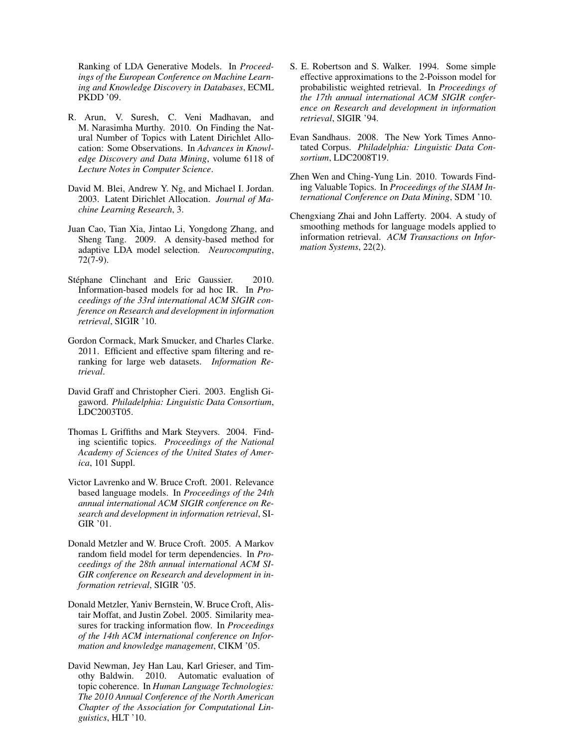Ranking of LDA Generative Models. In *Proceedings of the European Conference on Machine Learning and Knowledge Discovery in Databases*, ECML PKDD '09.

R. Arun, V. Suresh, C. Veni Madhavan, and M. Narasimha Murthy. 2010. On Finding the Natural Number of Topics with Latent Dirichlet Allocation: Some Observations. In *Advances in Knowledge Discovery and Data Mining*, volume 6118 of *Lecture Notes in Computer Science*.

David M. Blei, Andrew Y. Ng, and Michael I. Jordan. 2003. Latent Dirichlet Allocation. *Journal of Machine Learning Research*, 3.

Juan Cao, Tian Xia, Jintao Li, Yongdong Zhang, and Sheng Tang. 2009. A density-based method for adaptive LDA model selection. *Neurocomputing*, 72(7-9).

Stéphane Clinchant and Eric Gaussier. 2010. Information-based models for ad hoc IR. In *Proceedings of the 33rd international ACM SIGIR conference on Research and development in information retrieval*, SIGIR '10.

Gordon Cormack, Mark Smucker, and Charles Clarke. 2011. Efficient and effective spam filtering and reranking for large web datasets. *Information Retrieval*.

David Graff and Christopher Cieri. 2003. English Gigaword. *Philadelphia: Linguistic Data Consortium*, LDC2003T05.

Thomas L Griffiths and Mark Steyvers. 2004. Finding scientific topics. *Proceedings of the National Academy of Sciences of the United States of America*, 101 Suppl.

Victor Lavrenko and W. Bruce Croft. 2001. Relevance based language models. In *Proceedings of the 24th annual international ACM SIGIR conference on Research and development in information retrieval*, SIGIR '01.

Donald Metzler and W. Bruce Croft. 2005. A Markov random field model for term dependencies. In *Proceedings of the 28th annual international ACM SIGIR conference on Research and development in information retrieval*, SIGIR '05.

Donald Metzler, Yaniv Bernstein, W. Bruce Croft, Alistair Moffat, and Justin Zobel. 2005. Similarity measures for tracking information flow. In *Proceedings of the 14th ACM international conference on Information and knowledge management*, CIKM '05.

David Newman, Jey Han Lau, Karl Grieser, and Timothy Baldwin. 2010. Automatic evaluation of topic coherence. In *Human Language Technologies: The 2010 Annual Conference of the North American Chapter of the Association for Computational Linguistics*, HLT '10.

S. E. Robertson and S. Walker. 1994. Some simple effective approximations to the 2-Poisson model for probabilistic weighted retrieval. In *Proceedings of the 17th annual international ACM SIGIR conference on Research and development in information retrieval*, SIGIR '94.

Evan Sandhaus. 2008. The New York Times Annotated Corpus. *Philadelphia: Linguistic Data Consortium*, LDC2008T19.

Zhen Wen and Ching-Yung Lin. 2010. Towards Finding Valuable Topics. In *Proceedings of the SIAM International Conference on Data Mining*, SDM '10.

Chengxiang Zhai and John Lafferty. 2004. A study of smoothing methods for language models applied to information retrieval. *ACM Transactions on Information Systems*, 22(2).